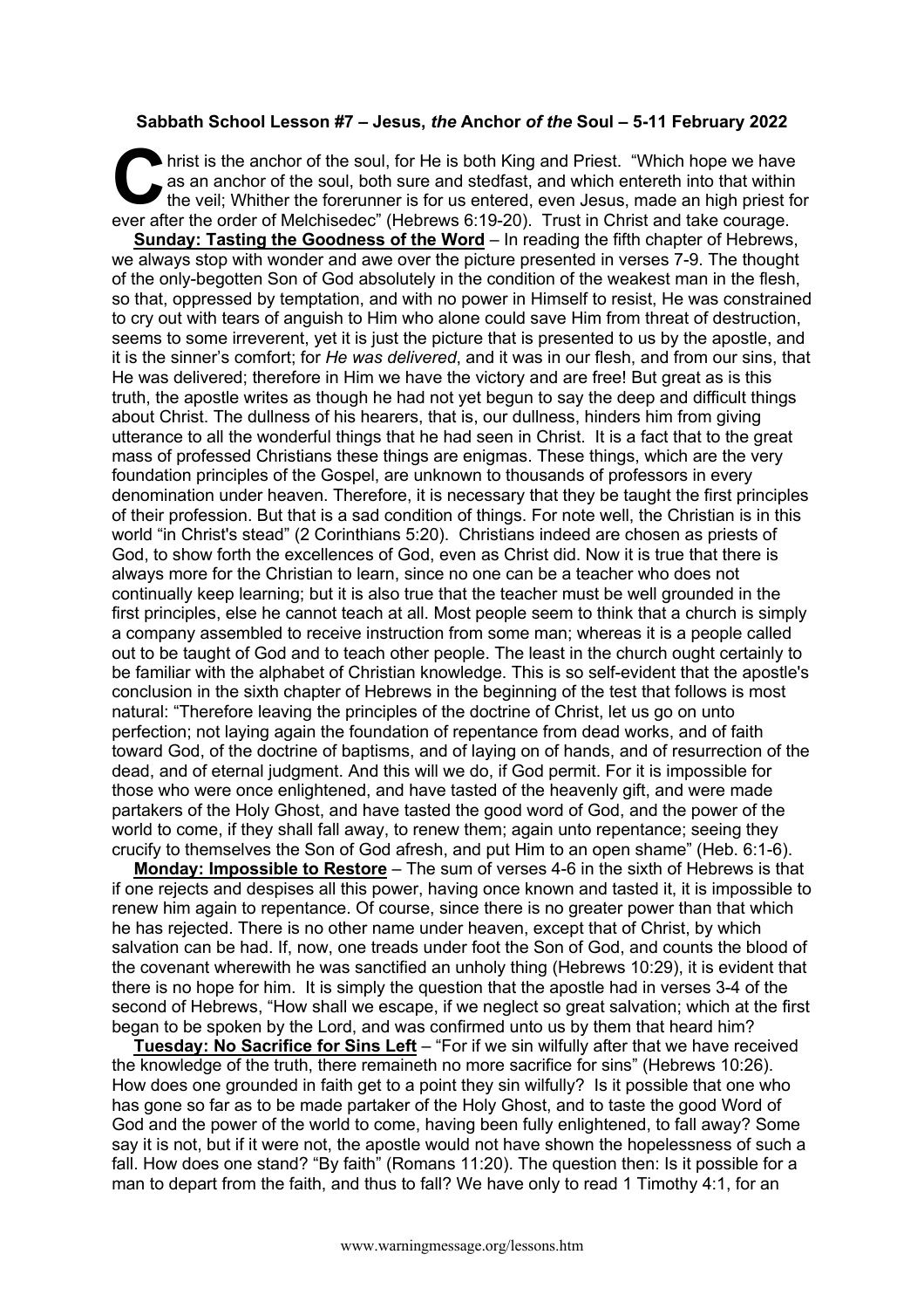**Sabbath School Lesson #7 – Jesus, *the* Anchor *of the* Soul – 5-11 February 2022**

Christ is the anchor of the soul, for He is both King and Priest. "Which hope we have as an anchor of the soul, both sure and stedfast, and which entereth into that within the veil; Whither the forerunner is for us entered, even Jesus, made an high priest for ever after the order of Melchisedec" (Hebrews 6:19-20). Trust in Christ and take courage.

**Sunday: Tasting the Goodness of the Word** – In reading the fifth chapter of Hebrews, we always stop with wonder and awe over the picture presented in verses 7-9. The thought of the only-begotten Son of God absolutely in the condition of the weakest man in the flesh, so that, oppressed by temptation, and with no power in Himself to resist, He was constrained to cry out with tears of anguish to Him who alone could save Him from threat of destruction, seems to some irreverent, yet it is just the picture that is presented to us by the apostle, and it is the sinner's comfort; for *He was delivered*, and it was in our flesh, and from our sins, that He was delivered; therefore in Him we have the victory and are free! But great as is this truth, the apostle writes as though he had not yet begun to say the deep and difficult things about Christ. The dullness of his hearers, that is, our dullness, hinders him from giving utterance to all the wonderful things that he had seen in Christ. It is a fact that to the great mass of professed Christians these things are enigmas. These things, which are the very foundation principles of the Gospel, are unknown to thousands of professors in every denomination under heaven. Therefore, it is necessary that they be taught the first principles of their profession. But that is a sad condition of things. For note well, the Christian is in this world "in Christ's stead" (2 Corinthians 5:20). Christians indeed are chosen as priests of God, to show forth the excellences of God, even as Christ did. Now it is true that there is always more for the Christian to learn, since no one can be a teacher who does not continually keep learning; but it is also true that the teacher must be well grounded in the first principles, else he cannot teach at all. Most people seem to think that a church is simply a company assembled to receive instruction from some man; whereas it is a people called out to be taught of God and to teach other people. The least in the church ought certainly to be familiar with the alphabet of Christian knowledge. This is so self-evident that the apostle's conclusion in the sixth chapter of Hebrews in the beginning of the test that follows is most natural: "Therefore leaving the principles of the doctrine of Christ, let us go on unto perfection; not laying again the foundation of repentance from dead works, and of faith toward God, of the doctrine of baptisms, and of laying on of hands, and of resurrection of the dead, and of eternal judgment. And this will we do, if God permit. For it is impossible for those who were once enlightened, and have tasted of the heavenly gift, and were made partakers of the Holy Ghost, and have tasted the good word of God, and the power of the world to come, if they shall fall away, to renew them; again unto repentance; seeing they crucify to themselves the Son of God afresh, and put Him to an open shame" (Heb. 6:1-6).

**Monday: Impossible to Restore** – The sum of verses 4-6 in the sixth of Hebrews is that if one rejects and despises all this power, having once known and tasted it, it is impossible to renew him again to repentance. Of course, since there is no greater power than that which he has rejected. There is no other name under heaven, except that of Christ, by which salvation can be had. If, now, one treads under foot the Son of God, and counts the blood of the covenant wherewith he was sanctified an unholy thing (Hebrews 10:29), it is evident that there is no hope for him. It is simply the question that the apostle had in verses 3-4 of the second of Hebrews, "How shall we escape, if we neglect so great salvation; which at the first began to be spoken by the Lord, and was confirmed unto us by them that heard him?

**Tuesday: No Sacrifice for Sins Left** – "For if we sin wilfully after that we have received the knowledge of the truth, there remaineth no more sacrifice for sins" (Hebrews 10:26). How does one grounded in faith get to a point they sin wilfully? Is it possible that one who has gone so far as to be made partaker of the Holy Ghost, and to taste the good Word of God and the power of the world to come, having been fully enlightened, to fall away? Some say it is not, but if it were not, the apostle would not have shown the hopelessness of such a fall. How does one stand? "By faith" (Romans 11:20). The question then: Is it possible for a man to depart from the faith, and thus to fall? We have only to read 1 Timothy 4:1, for an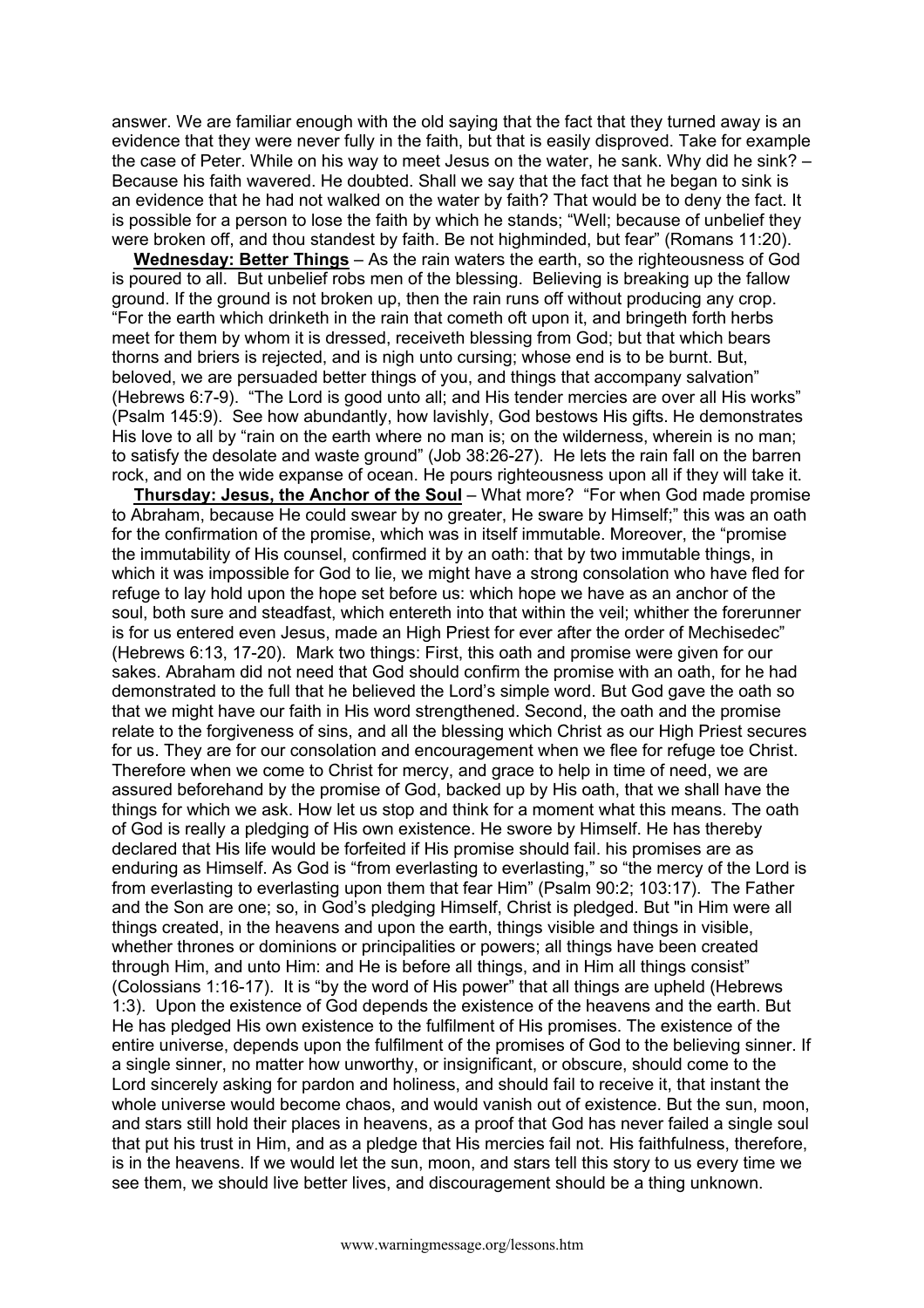answer. We are familiar enough with the old saying that the fact that they turned away is an evidence that they were never fully in the faith, but that is easily disproved. Take for example the case of Peter. While on his way to meet Jesus on the water, he sank. Why did he sink? – Because his faith wavered. He doubted. Shall we say that the fact that he began to sink is an evidence that he had not walked on the water by faith? That would be to deny the fact. It is possible for a person to lose the faith by which he stands; "Well; because of unbelief they were broken off, and thou standest by faith. Be not highminded, but fear" (Romans 11:20).

**Wednesday: Better Things** – As the rain waters the earth, so the righteousness of God is poured to all. But unbelief robs men of the blessing. Believing is breaking up the fallow ground. If the ground is not broken up, then the rain runs off without producing any crop. "For the earth which drinketh in the rain that cometh oft upon it, and bringeth forth herbs meet for them by whom it is dressed, receiveth blessing from God; but that which bears thorns and briers is rejected, and is nigh unto cursing; whose end is to be burnt. But, beloved, we are persuaded better things of you, and things that accompany salvation" (Hebrews 6:7-9). "The Lord is good unto all; and His tender mercies are over all His works" (Psalm 145:9). See how abundantly, how lavishly, God bestows His gifts. He demonstrates His love to all by "rain on the earth where no man is; on the wilderness, wherein is no man; to satisfy the desolate and waste ground" (Job 38:26-27). He lets the rain fall on the barren rock, and on the wide expanse of ocean. He pours righteousness upon all if they will take it.

**Thursday: Jesus, the Anchor of the Soul** – What more? "For when God made promise to Abraham, because He could swear by no greater, He sware by Himself;" this was an oath for the confirmation of the promise, which was in itself immutable. Moreover, the "promise the immutability of His counsel, confirmed it by an oath: that by two immutable things, in which it was impossible for God to lie, we might have a strong consolation who have fled for refuge to lay hold upon the hope set before us: which hope we have as an anchor of the soul, both sure and steadfast, which entereth into that within the veil; whither the forerunner is for us entered even Jesus, made an High Priest for ever after the order of Mechisedec" (Hebrews 6:13, 17-20). Mark two things: First, this oath and promise were given for our sakes. Abraham did not need that God should confirm the promise with an oath, for he had demonstrated to the full that he believed the Lord's simple word. But God gave the oath so that we might have our faith in His word strengthened. Second, the oath and the promise relate to the forgiveness of sins, and all the blessing which Christ as our High Priest secures for us. They are for our consolation and encouragement when we flee for refuge toe Christ. Therefore when we come to Christ for mercy, and grace to help in time of need, we are assured beforehand by the promise of God, backed up by His oath, that we shall have the things for which we ask. How let us stop and think for a moment what this means. The oath of God is really a pledging of His own existence. He swore by Himself. He has thereby declared that His life would be forfeited if His promise should fail. his promises are as enduring as Himself. As God is "from everlasting to everlasting," so "the mercy of the Lord is from everlasting to everlasting upon them that fear Him" (Psalm 90:2; 103:17). The Father and the Son are one; so, in God's pledging Himself, Christ is pledged. But "in Him were all things created, in the heavens and upon the earth, things visible and things in visible, whether thrones or dominions or principalities or powers; all things have been created through Him, and unto Him: and He is before all things, and in Him all things consist" (Colossians 1:16-17). It is "by the word of His power" that all things are upheld (Hebrews 1:3). Upon the existence of God depends the existence of the heavens and the earth. But He has pledged His own existence to the fulfilment of His promises. The existence of the entire universe, depends upon the fulfilment of the promises of God to the believing sinner. If a single sinner, no matter how unworthy, or insignificant, or obscure, should come to the Lord sincerely asking for pardon and holiness, and should fail to receive it, that instant the whole universe would become chaos, and would vanish out of existence. But the sun, moon, and stars still hold their places in heavens, as a proof that God has never failed a single soul that put his trust in Him, and as a pledge that His mercies fail not. His faithfulness, therefore, is in the heavens. If we would let the sun, moon, and stars tell this story to us every time we see them, we should live better lives, and discouragement should be a thing unknown.